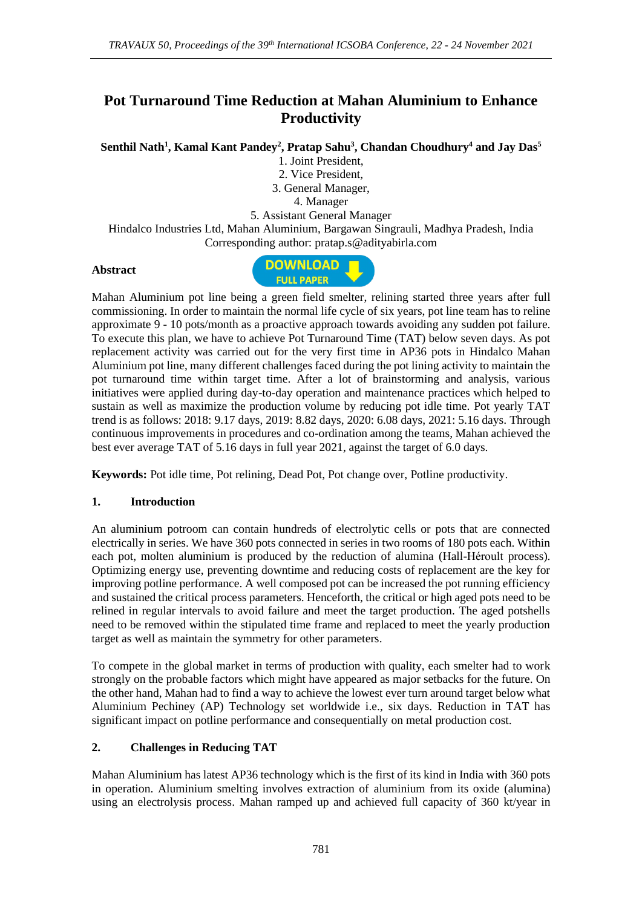# Pot Turnaround Time Reduction at Mahan Aluminium to Enhance Productivity

**Senthil Nath[1], Kamal Kant Pandey[2], Pratap Sahu[3], Chandan Choudhury[4] and Jay Das[5]**

1. Joint President,
2. Vice President,
3. General Manager,
4. Manager
5. Assistant General Manager

Hindalco Industries Ltd, Mahan Aluminium, Bargawan Singrauli, Madhya Pradesh, India
Corresponding author: pratap.s@adityabirla.com

**Abstract**

Mahan Aluminium pot line being a green field smelter, relining started three years after full commissioning. In order to maintain the normal life cycle of six years, pot line team has to reline approximate 9 - 10 pots/month as a proactive approach towards avoiding any sudden pot failure. To execute this plan, we have to achieve Pot Turnaround Time (TAT) below seven days. As pot replacement activity was carried out for the very first time in AP36 pots in Hindalco Mahan Aluminium pot line, many different challenges faced during the pot lining activity to maintain the pot turnaround time within target time. After a lot of brainstorming and analysis, various initiatives were applied during day-to-day operation and maintenance practices which helped to sustain as well as maximize the production volume by reducing pot idle time. Pot yearly TAT trend is as follows: 2018: 9.17 days, 2019: 8.82 days, 2020: 6.08 days, 2021: 5.16 days. Through continuous improvements in procedures and co-ordination among the teams, Mahan achieved the best ever average TAT of 5.16 days in full year 2021, against the target of 6.0 days.

**Keywords:** Pot idle time, Pot relining, Dead Pot, Pot change over, Potline productivity.

## 1. Introduction

An aluminium potroom can contain hundreds of electrolytic cells or pots that are connected electrically in series. We have 360 pots connected in series in two rooms of 180 pots each. Within each pot, molten aluminium is produced by the reduction of alumina (Hall-Héroult process). Optimizing energy use, preventing downtime and reducing costs of replacement are the key for improving potline performance. A well composed pot can be increased the pot running efficiency and sustained the critical process parameters. Henceforth, the critical or high aged pots need to be relined in regular intervals to avoid failure and meet the target production. The aged potshells need to be removed within the stipulated time frame and replaced to meet the yearly production target as well as maintain the symmetry for other parameters.

To compete in the global market in terms of production with quality, each smelter had to work strongly on the probable factors which might have appeared as major setbacks for the future. On the other hand, Mahan had to find a way to achieve the lowest ever turn around target below what Aluminium Pechiney (AP) Technology set worldwide i.e., six days. Reduction in TAT has significant impact on potline performance and consequentially on metal production cost.

## 2. Challenges in Reducing TAT

Mahan Aluminium has latest AP36 technology which is the first of its kind in India with 360 pots in operation. Aluminium smelting involves extraction of aluminium from its oxide (alumina) using an electrolysis process. Mahan ramped up and achieved full capacity of 360 kt/year in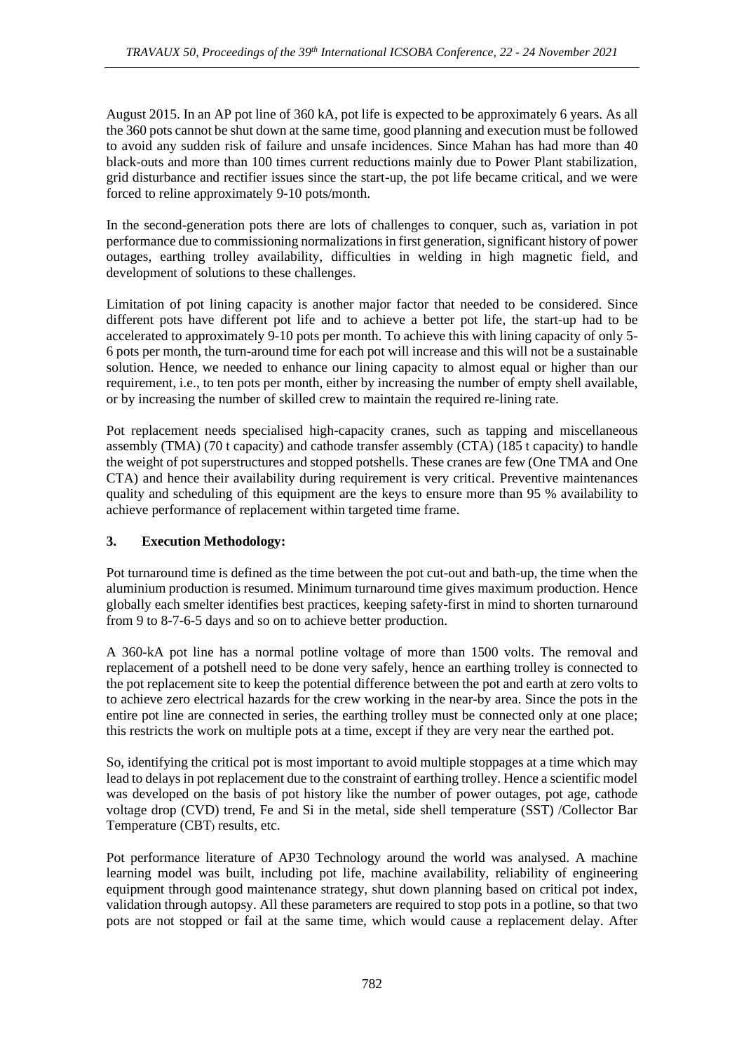August 2015. In an AP pot line of 360 kA, pot life is expected to be approximately 6 years. As all the 360 pots cannot be shut down at the same time, good planning and execution must be followed to avoid any sudden risk of failure and unsafe incidences. Since Mahan has had more than 40 black-outs and more than 100 times current reductions mainly due to Power Plant stabilization, grid disturbance and rectifier issues since the start-up, the pot life became critical, and we were forced to reline approximately 9-10 pots/month.

In the second-generation pots there are lots of challenges to conquer, such as, variation in pot performance due to commissioning normalizations in first generation, significant history of power outages, earthing trolley availability, difficulties in welding in high magnetic field, and development of solutions to these challenges.

Limitation of pot lining capacity is another major factor that needed to be considered. Since different pots have different pot life and to achieve a better pot life, the start-up had to be accelerated to approximately 9-10 pots per month. To achieve this with lining capacity of only 5-6 pots per month, the turn-around time for each pot will increase and this will not be a sustainable solution. Hence, we needed to enhance our lining capacity to almost equal or higher than our requirement, i.e., to ten pots per month, either by increasing the number of empty shell available, or by increasing the number of skilled crew to maintain the required re-lining rate.

Pot replacement needs specialised high-capacity cranes, such as tapping and miscellaneous assembly (TMA) (70 t capacity) and cathode transfer assembly (CTA) (185 t capacity) to handle the weight of pot superstructures and stopped potshells. These cranes are few (One TMA and One CTA) and hence their availability during requirement is very critical. Preventive maintenances quality and scheduling of this equipment are the keys to ensure more than 95 % availability to achieve performance of replacement within targeted time frame.

## 3. Execution Methodology:

Pot turnaround time is defined as the time between the pot cut-out and bath-up, the time when the aluminium production is resumed. Minimum turnaround time gives maximum production. Hence globally each smelter identifies best practices, keeping safety-first in mind to shorten turnaround from 9 to 8-7-6-5 days and so on to achieve better production.

A 360-kA pot line has a normal potline voltage of more than 1500 volts. The removal and replacement of a potshell need to be done very safely, hence an earthing trolley is connected to the pot replacement site to keep the potential difference between the pot and earth at zero volts to to achieve zero electrical hazards for the crew working in the near-by area. Since the pots in the entire pot line are connected in series, the earthing trolley must be connected only at one place; this restricts the work on multiple pots at a time, except if they are very near the earthed pot.

So, identifying the critical pot is most important to avoid multiple stoppages at a time which may lead to delays in pot replacement due to the constraint of earthing trolley. Hence a scientific model was developed on the basis of pot history like the number of power outages, pot age, cathode voltage drop (CVD) trend, Fe and Si in the metal, side shell temperature (SST) /Collector Bar Temperature (CBT) results, etc.

Pot performance literature of AP30 Technology around the world was analysed. A machine learning model was built, including pot life, machine availability, reliability of engineering equipment through good maintenance strategy, shut down planning based on critical pot index, validation through autopsy. All these parameters are required to stop pots in a potline, so that two pots are not stopped or fail at the same time, which would cause a replacement delay. After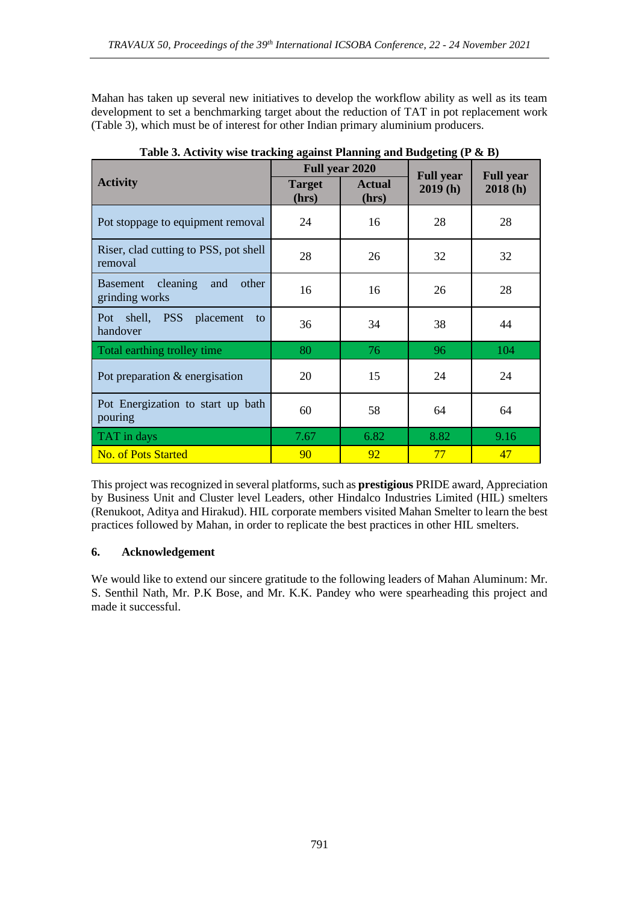Mahan has taken up several new initiatives to develop the workflow ability as well as its team development to set a benchmarking target about the reduction of TAT in pot replacement work (Table 3), which must be of interest for other Indian primary aluminium producers.

**Table 3. Activity wise tracking against Planning and Budgeting (P & B)**

| Activity | Full year 2020 | | Full year 2019 (h) | Full year 2018 (h) |
|---|---|---|---|---|
| | Target (hrs) | Actual (hrs) | | |
| Pot stoppage to equipment removal | 24 | 16 | 28 | 28 |
| Riser, clad cutting to PSS, pot shell removal | 28 | 26 | 32 | 32 |
| Basement cleaning and other grinding works | 16 | 16 | 26 | 28 |
| Pot shell, PSS placement to handover | 36 | 34 | 38 | 44 |
| Total earthing trolley time | 80 | 76 | 96 | 104 |
| Pot preparation & energisation | 20 | 15 | 24 | 24 |
| Pot Energization to start up bath pouring | 60 | 58 | 64 | 64 |
| TAT in days | 7.67 | 6.82 | 8.82 | 9.16 |
| No. of Pots Started | 90 | 92 | 77 | 47 |

This project was recognized in several platforms, such as **prestigious** PRIDE award, Appreciation by Business Unit and Cluster level Leaders, other Hindalco Industries Limited (HIL) smelters (Renukoot, Aditya and Hirakud). HIL corporate members visited Mahan Smelter to learn the best practices followed by Mahan, in order to replicate the best practices in other HIL smelters.

## 6. Acknowledgement

We would like to extend our sincere gratitude to the following leaders of Mahan Aluminum: Mr. S. Senthil Nath, Mr. P.K Bose, and Mr. K.K. Pandey who were spearheading this project and made it successful.